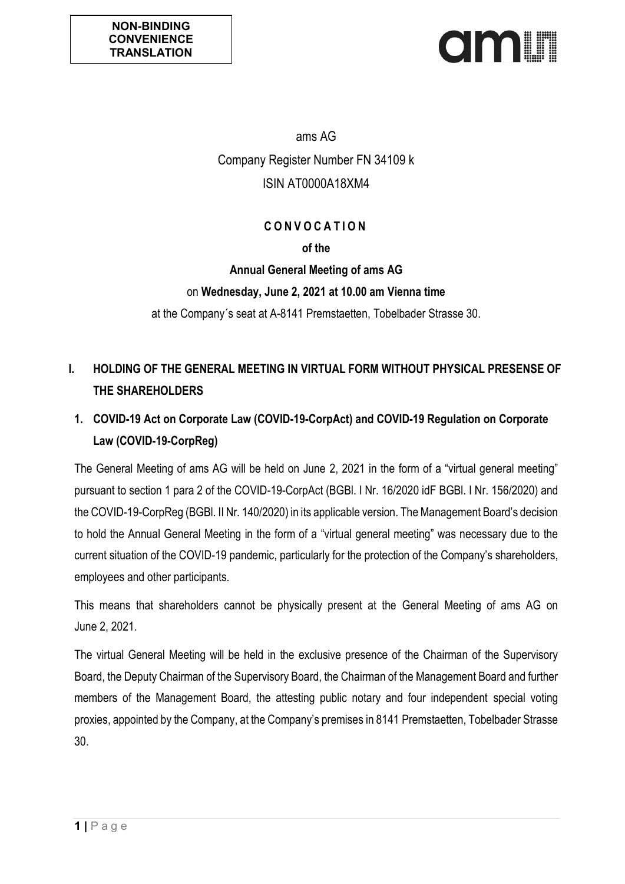**NON-BINDING CONVENIENCE TRANSLATION**

ams AG

Company Register Number FN 34109 k

ISIN AT0000A18XM4

# C O N V O C A T I O N

**of the**

**Annual General Meeting of ams AG**

on **Wednesday, June 2, 2021 at 10.00 am Vienna time**

at the Company´s seat at A-8141 Premstaetten, Tobelbader Strasse 30.

## I. HOLDING OF THE GENERAL MEETING IN VIRTUAL FORM WITHOUT PHYSICAL PRESENSE OF THE SHAREHOLDERS

### 1. COVID-19 Act on Corporate Law (COVID-19-CorpAct) and COVID-19 Regulation on Corporate Law (COVID-19-CorpReg)

The General Meeting of ams AG will be held on June 2, 2021 in the form of a "virtual general meeting" pursuant to section 1 para 2 of the COVID-19-CorpAct (BGBl. I Nr. 16/2020 idF BGBl. I Nr. 156/2020) and the COVID-19-CorpReg (BGBl. II Nr. 140/2020) in its applicable version. The Management Board's decision to hold the Annual General Meeting in the form of a "virtual general meeting" was necessary due to the current situation of the COVID-19 pandemic, particularly for the protection of the Company's shareholders, employees and other participants.

This means that shareholders cannot be physically present at the General Meeting of ams AG on June 2, 2021.

The virtual General Meeting will be held in the exclusive presence of the Chairman of the Supervisory Board, the Deputy Chairman of the Supervisory Board, the Chairman of the Management Board and further members of the Management Board, the attesting public notary and four independent special voting proxies, appointed by the Company, at the Company's premises in 8141 Premstaetten, Tobelbader Strasse 30.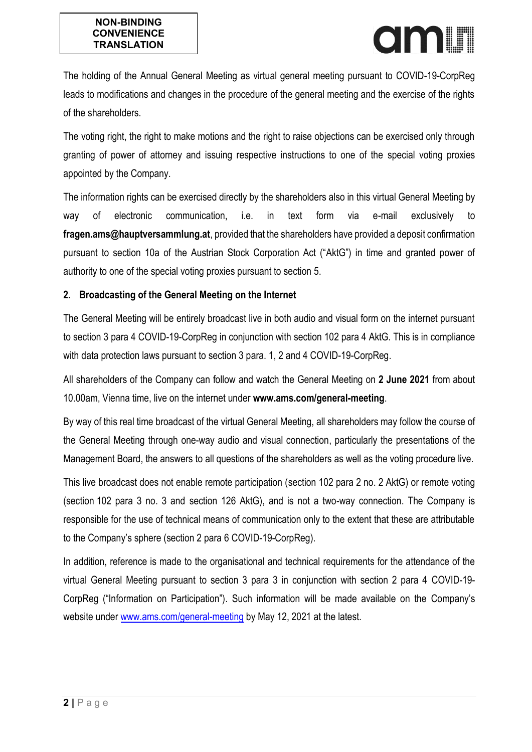**NON-BINDING CONVENIENCE TRANSLATION**

The holding of the Annual General Meeting as virtual general meeting pursuant to COVID-19-CorpReg leads to modifications and changes in the procedure of the general meeting and the exercise of the rights of the shareholders.

The voting right, the right to make motions and the right to raise objections can be exercised only through granting of power of attorney and issuing respective instructions to one of the special voting proxies appointed by the Company.

The information rights can be exercised directly by the shareholders also in this virtual General Meeting by way of electronic communication, i.e. in text form via e-mail exclusively to **fragen.ams@hauptversammlung.at**, provided that the shareholders have provided a deposit confirmation pursuant to section 10a of the Austrian Stock Corporation Act ("AktG") in time and granted power of authority to one of the special voting proxies pursuant to section 5.

## 2. Broadcasting of the General Meeting on the Internet

The General Meeting will be entirely broadcast live in both audio and visual form on the internet pursuant to section 3 para 4 COVID-19-CorpReg in conjunction with section 102 para 4 AktG. This is in compliance with data protection laws pursuant to section 3 para. 1, 2 and 4 COVID-19-CorpReg.

All shareholders of the Company can follow and watch the General Meeting on **2 June 2021** from about 10.00am, Vienna time, live on the internet under **www.ams.com/general-meeting**.

By way of this real time broadcast of the virtual General Meeting, all shareholders may follow the course of the General Meeting through one-way audio and visual connection, particularly the presentations of the Management Board, the answers to all questions of the shareholders as well as the voting procedure live.

This live broadcast does not enable remote participation (section 102 para 2 no. 2 AktG) or remote voting (section 102 para 3 no. 3 and section 126 AktG), and is not a two-way connection. The Company is responsible for the use of technical means of communication only to the extent that these are attributable to the Company's sphere (section 2 para 6 COVID-19-CorpReg).

In addition, reference is made to the organisational and technical requirements for the attendance of the virtual General Meeting pursuant to section 3 para 3 in conjunction with section 2 para 4 COVID-19-CorpReg ("Information on Participation"). Such information will be made available on the Company's website under [www.ams.com/general-meeting](www.ams.com/general-meeting) by May 12, 2021 at the latest.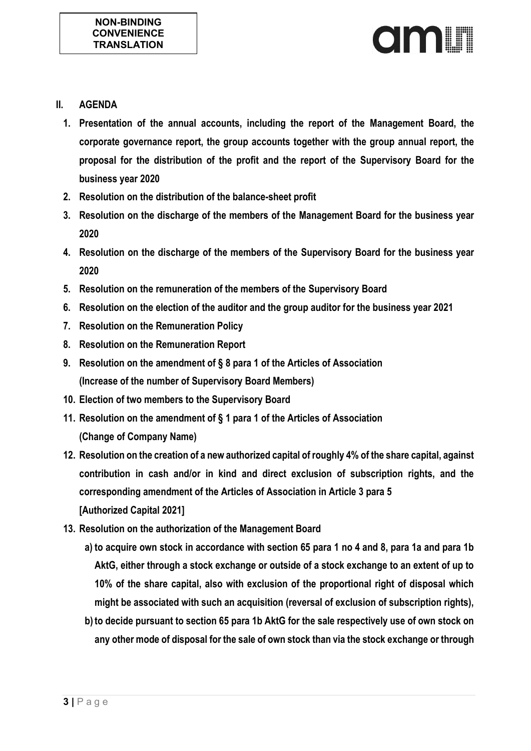**NON-BINDING CONVENIENCE TRANSLATION**

## II. AGENDA

1. **Presentation of the annual accounts, including the report of the Management Board, the corporate governance report, the group accounts together with the group annual report, the proposal for the distribution of the profit and the report of the Supervisory Board for the business year 2020**
2. **Resolution on the distribution of the balance-sheet profit**
3. **Resolution on the discharge of the members of the Management Board for the business year 2020**
4. **Resolution on the discharge of the members of the Supervisory Board for the business year 2020**
5. **Resolution on the remuneration of the members of the Supervisory Board**
6. **Resolution on the election of the auditor and the group auditor for the business year 2021**
7. **Resolution on the Remuneration Policy**
8. **Resolution on the Remuneration Report**
9. **Resolution on the amendment of § 8 para 1 of the Articles of Association (Increase of the number of Supervisory Board Members)**
10. **Election of two members to the Supervisory Board**
11. **Resolution on the amendment of § 1 para 1 of the Articles of Association (Change of Company Name)**
12. **Resolution on the creation of a new authorized capital of roughly 4% of the share capital, against contribution in cash and/or in kind and direct exclusion of subscription rights, and the corresponding amendment of the Articles of Association in Article 3 para 5 [Authorized Capital 2021]**
13. **Resolution on the authorization of the Management Board**
    a) **to acquire own stock in accordance with section 65 para 1 no 4 and 8, para 1a and para 1b AktG, either through a stock exchange or outside of a stock exchange to an extent of up to 10% of the share capital, also with exclusion of the proportional right of disposal which might be associated with such an acquisition (reversal of exclusion of subscription rights),**
    b) **to decide pursuant to section 65 para 1b AktG for the sale respectively use of own stock on any other mode of disposal for the sale of own stock than via the stock exchange or through**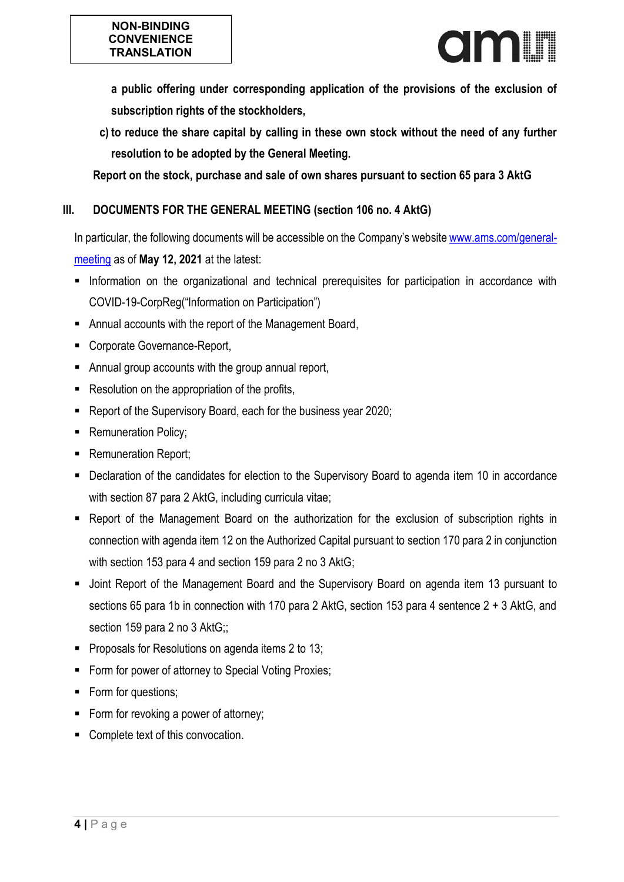**NON-BINDING CONVENIENCE TRANSLATION**

**a public offering under corresponding application of the provisions of the exclusion of subscription rights of the stockholders,**

**c) to reduce the share capital by calling in these own stock without the need of any further resolution to be adopted by the General Meeting.**

**Report on the stock, purchase and sale of own shares pursuant to section 65 para 3 AktG**

## III. DOCUMENTS FOR THE GENERAL MEETING (section 106 no. 4 AktG)

In particular, the following documents will be accessible on the Company's website www.ams.com/general-meeting as of **May 12, 2021** at the latest:

- Information on the organizational and technical prerequisites for participation in accordance with COVID-19-CorpReg("Information on Participation")
- Annual accounts with the report of the Management Board,
- Corporate Governance-Report,
- Annual group accounts with the group annual report,
- Resolution on the appropriation of the profits,
- Report of the Supervisory Board, each for the business year 2020;
- Remuneration Policy;
- Remuneration Report;
- Declaration of the candidates for election to the Supervisory Board to agenda item 10 in accordance with section 87 para 2 AktG, including curricula vitae;
- Report of the Management Board on the authorization for the exclusion of subscription rights in connection with agenda item 12 on the Authorized Capital pursuant to section 170 para 2 in conjunction with section 153 para 4 and section 159 para 2 no 3 AktG;
- Joint Report of the Management Board and the Supervisory Board on agenda item 13 pursuant to sections 65 para 1b in connection with 170 para 2 AktG, section 153 para 4 sentence 2 + 3 AktG, and section 159 para 2 no 3 AktG;;
- Proposals for Resolutions on agenda items 2 to 13;
- Form for power of attorney to Special Voting Proxies;
- Form for questions;
- Form for revoking a power of attorney;
- Complete text of this convocation.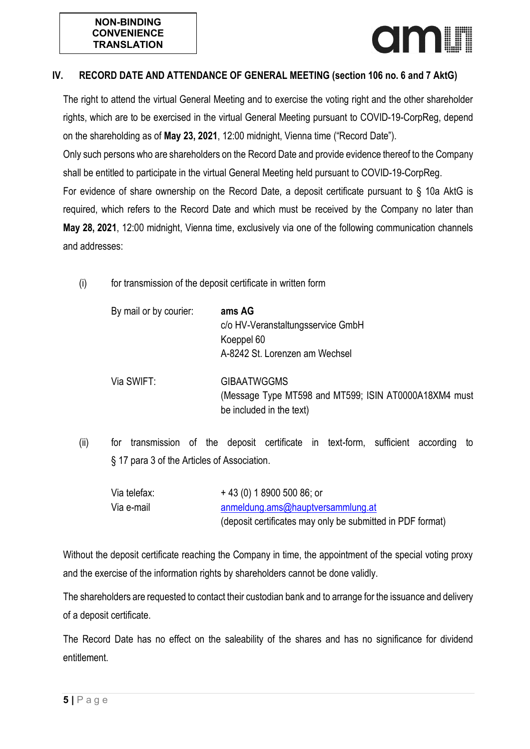**NON-BINDING CONVENIENCE TRANSLATION**

## IV. RECORD DATE AND ATTENDANCE OF GENERAL MEETING (section 106 no. 6 and 7 AktG)

The right to attend the virtual General Meeting and to exercise the voting right and the other shareholder rights, which are to be exercised in the virtual General Meeting pursuant to COVID-19-CorpReg, depend on the shareholding as of **May 23, 2021**, 12:00 midnight, Vienna time ("Record Date").

Only such persons who are shareholders on the Record Date and provide evidence thereof to the Company shall be entitled to participate in the virtual General Meeting held pursuant to COVID-19-CorpReg.

For evidence of share ownership on the Record Date, a deposit certificate pursuant to § 10a AktG is required, which refers to the Record Date and which must be received by the Company no later than **May 28, 2021**, 12:00 midnight, Vienna time, exclusively via one of the following communication channels and addresses:

(i) for transmission of the deposit certificate in written form

| | |
|---|---|
| By mail or by courier: | **ams AG**<br>c/o HV-Veranstaltungsservice GmbH<br>Koeppel 60<br>A-8242 St. Lorenzen am Wechsel |
| Via SWIFT: | GIBAATWGGMS<br>(Message Type MT598 and MT599; ISIN AT0000A18XM4 must be included in the text) |

(ii) for transmission of the deposit certificate in text-form, sufficient according to § 17 para 3 of the Articles of Association.

| | |
|---|---|
| Via telefax: | + 43 (0) 1 8900 500 86; or |
| Via e-mail | anmeldung.ams@hauptversammlung.at<br>(deposit certificates may only be submitted in PDF format) |

Without the deposit certificate reaching the Company in time, the appointment of the special voting proxy and the exercise of the information rights by shareholders cannot be done validly.

The shareholders are requested to contact their custodian bank and to arrange for the issuance and delivery of a deposit certificate.

The Record Date has no effect on the saleability of the shares and has no significance for dividend entitlement.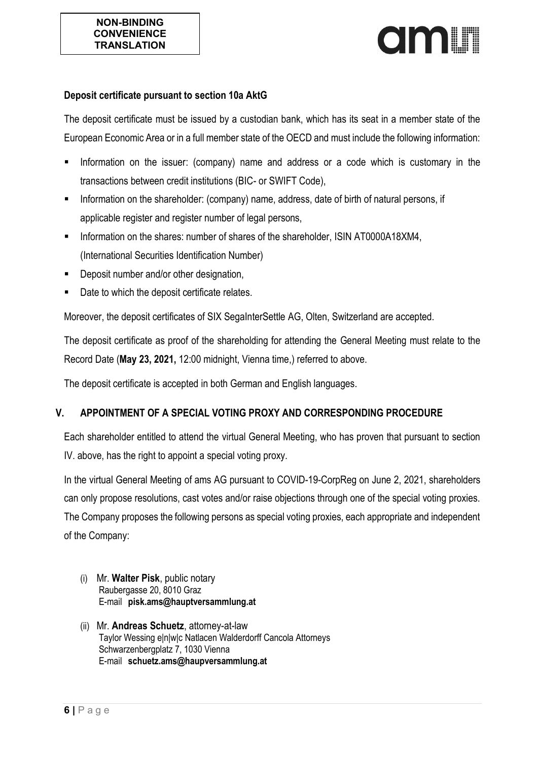**NON-BINDING CONVENIENCE TRANSLATION**

**Deposit certificate pursuant to section 10a AktG**

The deposit certificate must be issued by a custodian bank, which has its seat in a member state of the European Economic Area or in a full member state of the OECD and must include the following information:

- Information on the issuer: (company) name and address or a code which is customary in the transactions between credit institutions (BIC- or SWIFT Code),
- Information on the shareholder: (company) name, address, date of birth of natural persons, if applicable register and register number of legal persons,
- Information on the shares: number of shares of the shareholder, ISIN AT0000A18XM4, (International Securities Identification Number)
- Deposit number and/or other designation,
- Date to which the deposit certificate relates.

Moreover, the deposit certificates of SIX SegaInterSettle AG, Olten, Switzerland are accepted.

The deposit certificate as proof of the shareholding for attending the General Meeting must relate to the Record Date (**May 23, 2021,** 12:00 midnight, Vienna time,) referred to above.

The deposit certificate is accepted in both German and English languages.

## V. APPOINTMENT OF A SPECIAL VOTING PROXY AND CORRESPONDING PROCEDURE

Each shareholder entitled to attend the virtual General Meeting, who has proven that pursuant to section IV. above, has the right to appoint a special voting proxy.

In the virtual General Meeting of ams AG pursuant to COVID-19-CorpReg on June 2, 2021, shareholders can only propose resolutions, cast votes and/or raise objections through one of the special voting proxies. The Company proposes the following persons as special voting proxies, each appropriate and independent of the Company:

(i) Mr. **Walter Pisk**, public notary
Raubergasse 20, 8010 Graz
E-mail **pisk.ams@hauptversammlung.at**

(ii) Mr. **Andreas Schuetz**, attorney-at-law
Taylor Wessing e|n|w|c Natlacen Walderdorff Cancola Attorneys
Schwarzenbergplatz 7, 1030 Vienna
E-mail **schuetz.ams@haupversammlung.at**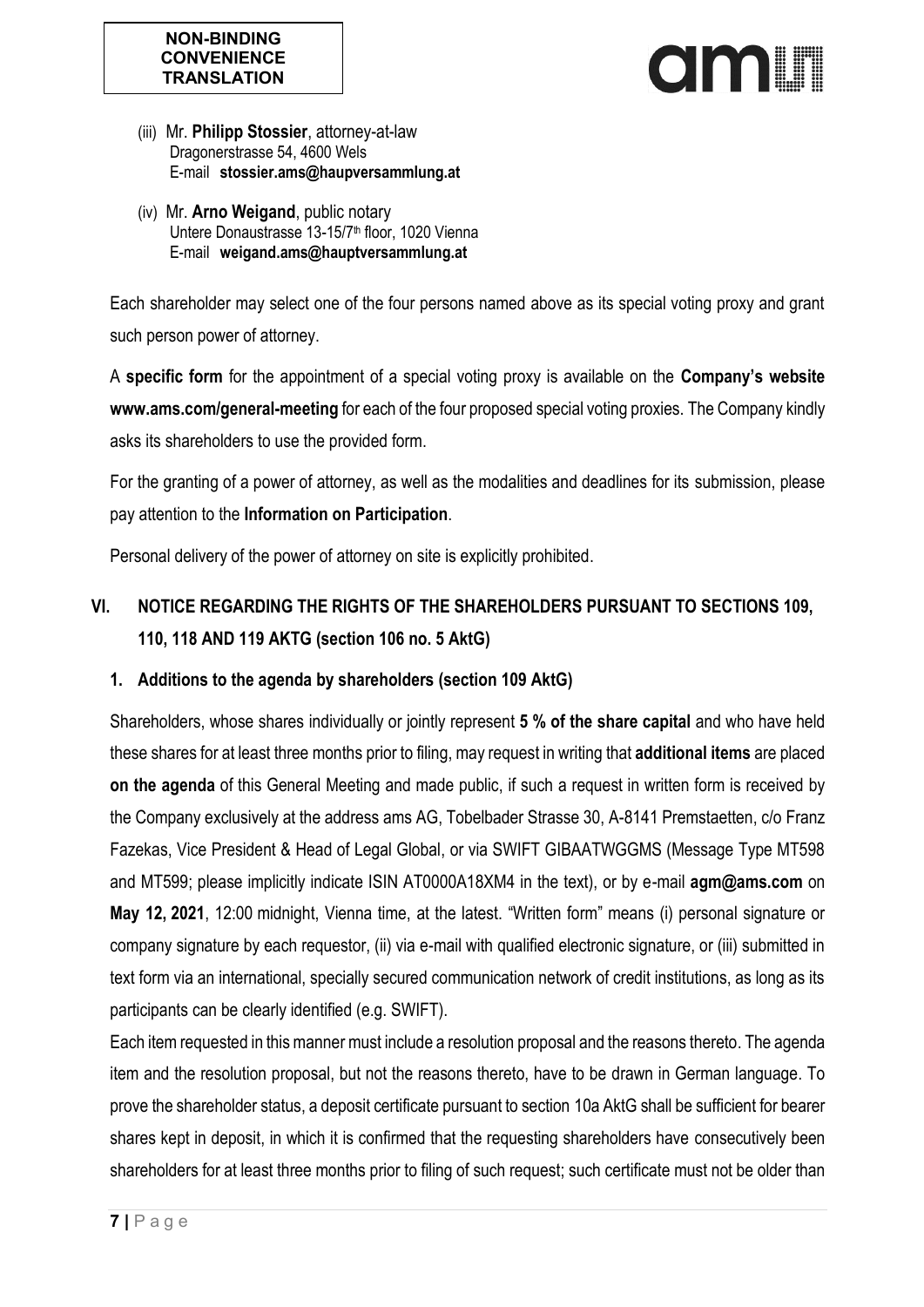NON-BINDING CONVENIENCE TRANSLATION

(iii) Mr. **Philipp Stossier**, attorney-at-law
Dragonerstrasse 54, 4600 Wels
E-mail **stossier.ams@haupversammlung.at**

(iv) Mr. **Arno Weigand**, public notary
Untere Donaustrasse 13-15/7th floor, 1020 Vienna
E-mail **weigand.ams@hauptversammlung.at**

Each shareholder may select one of the four persons named above as its special voting proxy and grant such person power of attorney.

A **specific form** for the appointment of a special voting proxy is available on the **Company's website www.ams.com/general-meeting** for each of the four proposed special voting proxies. The Company kindly asks its shareholders to use the provided form.

For the granting of a power of attorney, as well as the modalities and deadlines for its submission, please pay attention to the **Information on Participation**.

Personal delivery of the power of attorney on site is explicitly prohibited.

## VI. NOTICE REGARDING THE RIGHTS OF THE SHAREHOLDERS PURSUANT TO SECTIONS 109, 110, 118 AND 119 AKTG (section 106 no. 5 AktG)

### 1. Additions to the agenda by shareholders (section 109 AktG)

Shareholders, whose shares individually or jointly represent **5 % of the share capital** and who have held these shares for at least three months prior to filing, may request in writing that **additional items** are placed **on the agenda** of this General Meeting and made public, if such a request in written form is received by the Company exclusively at the address ams AG, Tobelbader Strasse 30, A-8141 Premstaetten, c/o Franz Fazekas, Vice President & Head of Legal Global, or via SWIFT GIBAATWGGMS (Message Type MT598 and MT599; please implicitly indicate ISIN AT0000A18XM4 in the text), or by e-mail **agm@ams.com** on **May 12, 2021**, 12:00 midnight, Vienna time, at the latest. "Written form" means (i) personal signature or company signature by each requestor, (ii) via e-mail with qualified electronic signature, or (iii) submitted in text form via an international, specially secured communication network of credit institutions, as long as its participants can be clearly identified (e.g. SWIFT).

Each item requested in this manner must include a resolution proposal and the reasons thereto. The agenda item and the resolution proposal, but not the reasons thereto, have to be drawn in German language. To prove the shareholder status, a deposit certificate pursuant to section 10a AktG shall be sufficient for bearer shares kept in deposit, in which it is confirmed that the requesting shareholders have consecutively been shareholders for at least three months prior to filing of such request; such certificate must not be older than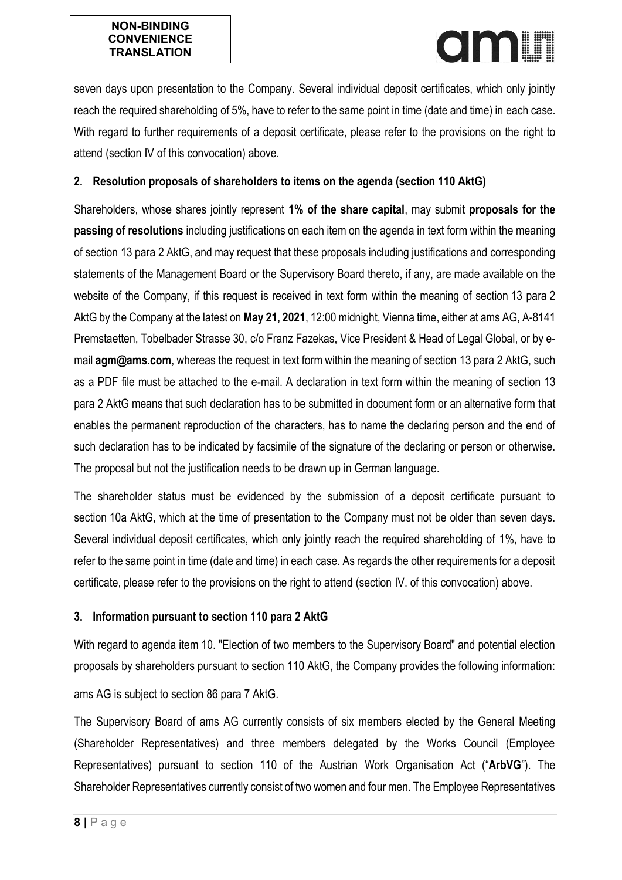seven days upon presentation to the Company. Several individual deposit certificates, which only jointly reach the required shareholding of 5%, have to refer to the same point in time (date and time) in each case. With regard to further requirements of a deposit certificate, please refer to the provisions on the right to attend (section IV of this convocation) above.

## 2. Resolution proposals of shareholders to items on the agenda (section 110 AktG)

Shareholders, whose shares jointly represent **1% of the share capital**, may submit **proposals for the passing of resolutions** including justifications on each item on the agenda in text form within the meaning of section 13 para 2 AktG, and may request that these proposals including justifications and corresponding statements of the Management Board or the Supervisory Board thereto, if any, are made available on the website of the Company, if this request is received in text form within the meaning of section 13 para 2 AktG by the Company at the latest on **May 21, 2021**, 12:00 midnight, Vienna time, either at ams AG, A-8141 Premstaetten, Tobelbader Strasse 30, c/o Franz Fazekas, Vice President & Head of Legal Global, or by e-mail **agm@ams.com**, whereas the request in text form within the meaning of section 13 para 2 AktG, such as a PDF file must be attached to the e-mail. A declaration in text form within the meaning of section 13 para 2 AktG means that such declaration has to be submitted in document form or an alternative form that enables the permanent reproduction of the characters, has to name the declaring person and the end of such declaration has to be indicated by facsimile of the signature of the declaring or person or otherwise. The proposal but not the justification needs to be drawn up in German language.

The shareholder status must be evidenced by the submission of a deposit certificate pursuant to section 10a AktG, which at the time of presentation to the Company must not be older than seven days. Several individual deposit certificates, which only jointly reach the required shareholding of 1%, have to refer to the same point in time (date and time) in each case. As regards the other requirements for a deposit certificate, please refer to the provisions on the right to attend (section IV. of this convocation) above.

## 3. Information pursuant to section 110 para 2 AktG

With regard to agenda item 10. "Election of two members to the Supervisory Board" and potential election proposals by shareholders pursuant to section 110 AktG, the Company provides the following information:

ams AG is subject to section 86 para 7 AktG.

The Supervisory Board of ams AG currently consists of six members elected by the General Meeting (Shareholder Representatives) and three members delegated by the Works Council (Employee Representatives) pursuant to section 110 of the Austrian Work Organisation Act ("**ArbVG**"). The Shareholder Representatives currently consist of two women and four men. The Employee Representatives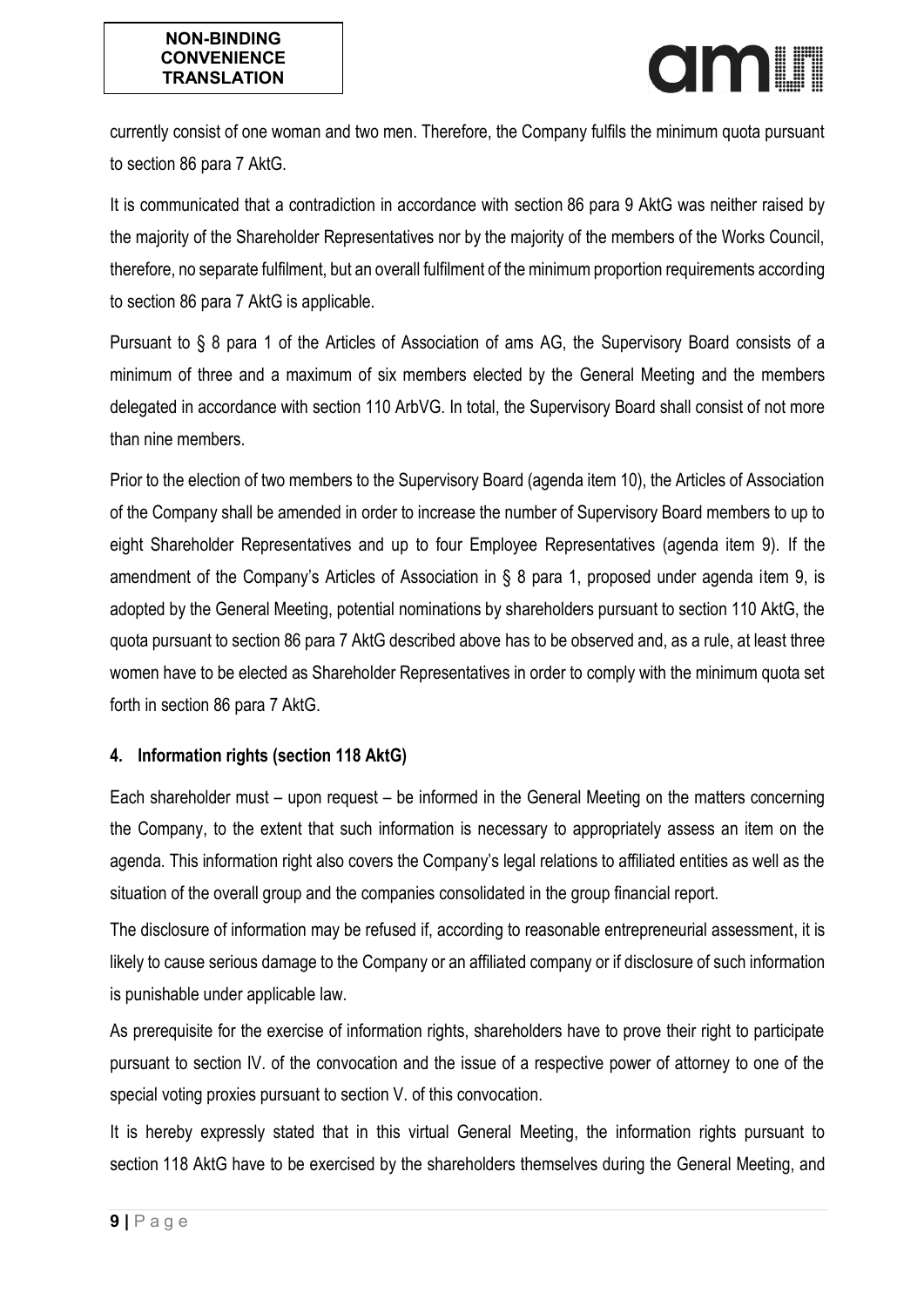currently consist of one woman and two men. Therefore, the Company fulfils the minimum quota pursuant to section 86 para 7 AktG.

It is communicated that a contradiction in accordance with section 86 para 9 AktG was neither raised by the majority of the Shareholder Representatives nor by the majority of the members of the Works Council, therefore, no separate fulfilment, but an overall fulfilment of the minimum proportion requirements according to section 86 para 7 AktG is applicable.

Pursuant to § 8 para 1 of the Articles of Association of ams AG, the Supervisory Board consists of a minimum of three and a maximum of six members elected by the General Meeting and the members delegated in accordance with section 110 ArbVG. In total, the Supervisory Board shall consist of not more than nine members.

Prior to the election of two members to the Supervisory Board (agenda item 10), the Articles of Association of the Company shall be amended in order to increase the number of Supervisory Board members to up to eight Shareholder Representatives and up to four Employee Representatives (agenda item 9). If the amendment of the Company's Articles of Association in § 8 para 1, proposed under agenda item 9, is adopted by the General Meeting, potential nominations by shareholders pursuant to section 110 AktG, the quota pursuant to section 86 para 7 AktG described above has to be observed and, as a rule, at least three women have to be elected as Shareholder Representatives in order to comply with the minimum quota set forth in section 86 para 7 AktG.

### 4. Information rights (section 118 AktG)

Each shareholder must – upon request – be informed in the General Meeting on the matters concerning the Company, to the extent that such information is necessary to appropriately assess an item on the agenda. This information right also covers the Company's legal relations to affiliated entities as well as the situation of the overall group and the companies consolidated in the group financial report.

The disclosure of information may be refused if, according to reasonable entrepreneurial assessment, it is likely to cause serious damage to the Company or an affiliated company or if disclosure of such information is punishable under applicable law.

As prerequisite for the exercise of information rights, shareholders have to prove their right to participate pursuant to section IV. of the convocation and the issue of a respective power of attorney to one of the special voting proxies pursuant to section V. of this convocation.

It is hereby expressly stated that in this virtual General Meeting, the information rights pursuant to section 118 AktG have to be exercised by the shareholders themselves during the General Meeting, and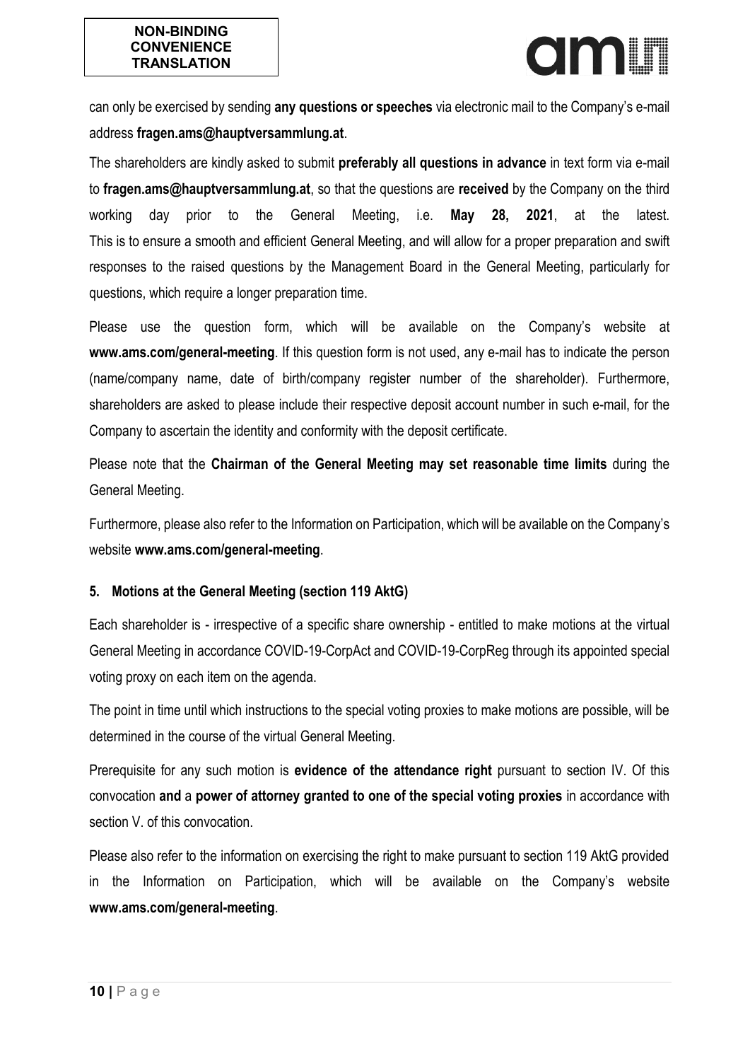can only be exercised by sending **any questions or speeches** via electronic mail to the Company's e-mail address **fragen.ams@hauptversammlung.at**.

The shareholders are kindly asked to submit **preferably all questions in advance** in text form via e-mail to **fragen.ams@hauptversammlung.at**, so that the questions are **received** by the Company on the third working day prior to the General Meeting, i.e. **May 28, 2021**, at the latest. This is to ensure a smooth and efficient General Meeting, and will allow for a proper preparation and swift responses to the raised questions by the Management Board in the General Meeting, particularly for questions, which require a longer preparation time.

Please use the question form, which will be available on the Company's website at **www.ams.com/general-meeting**. If this question form is not used, any e-mail has to indicate the person (name/company name, date of birth/company register number of the shareholder). Furthermore, shareholders are asked to please include their respective deposit account number in such e-mail, for the Company to ascertain the identity and conformity with the deposit certificate.

Please note that the **Chairman of the General Meeting may set reasonable time limits** during the General Meeting.

Furthermore, please also refer to the Information on Participation, which will be available on the Company's website **www.ams.com/general-meeting**.

## 5. Motions at the General Meeting (section 119 AktG)

Each shareholder is - irrespective of a specific share ownership - entitled to make motions at the virtual General Meeting in accordance COVID-19-CorpAct and COVID-19-CorpReg through its appointed special voting proxy on each item on the agenda.

The point in time until which instructions to the special voting proxies to make motions are possible, will be determined in the course of the virtual General Meeting.

Prerequisite for any such motion is **evidence of the attendance right** pursuant to section IV. Of this convocation **and** a **power of attorney granted to one of the special voting proxies** in accordance with section V. of this convocation.

Please also refer to the information on exercising the right to make pursuant to section 119 AktG provided in the Information on Participation, which will be available on the Company's website **www.ams.com/general-meeting**.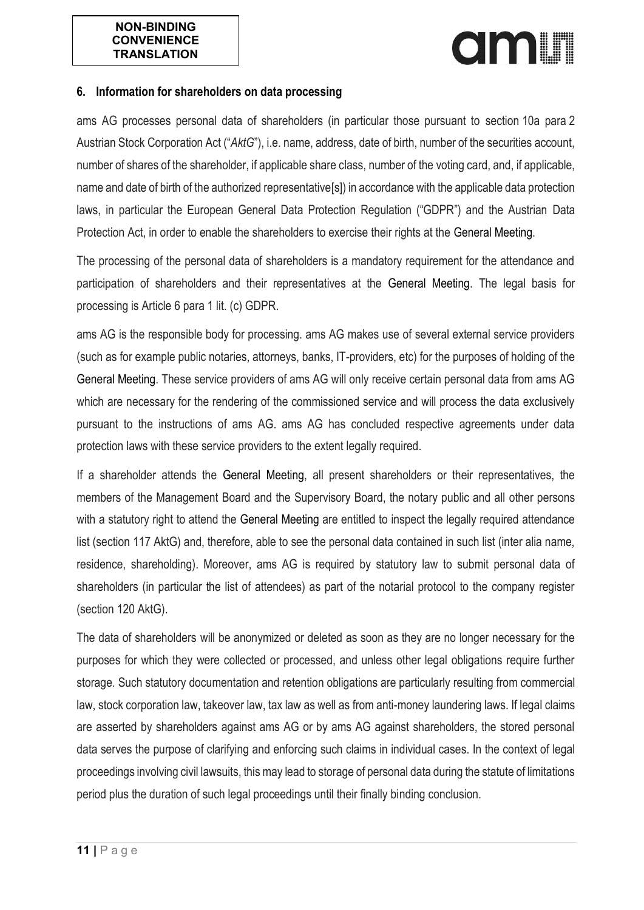**NON-BINDING CONVENIENCE TRANSLATION**

## 6. Information for shareholders on data processing

ams AG processes personal data of shareholders (in particular those pursuant to section 10a para 2 Austrian Stock Corporation Act ("*AktG*"), i.e. name, address, date of birth, number of the securities account, number of shares of the shareholder, if applicable share class, number of the voting card, and, if applicable, name and date of birth of the authorized representative[s]) in accordance with the applicable data protection laws, in particular the European General Data Protection Regulation ("GDPR") and the Austrian Data Protection Act, in order to enable the shareholders to exercise their rights at the General Meeting.

The processing of the personal data of shareholders is a mandatory requirement for the attendance and participation of shareholders and their representatives at the General Meeting. The legal basis for processing is Article 6 para 1 lit. (c) GDPR.

ams AG is the responsible body for processing. ams AG makes use of several external service providers (such as for example public notaries, attorneys, banks, IT-providers, etc) for the purposes of holding of the General Meeting. These service providers of ams AG will only receive certain personal data from ams AG which are necessary for the rendering of the commissioned service and will process the data exclusively pursuant to the instructions of ams AG. ams AG has concluded respective agreements under data protection laws with these service providers to the extent legally required.

If a shareholder attends the General Meeting, all present shareholders or their representatives, the members of the Management Board and the Supervisory Board, the notary public and all other persons with a statutory right to attend the General Meeting are entitled to inspect the legally required attendance list (section 117 AktG) and, therefore, able to see the personal data contained in such list (inter alia name, residence, shareholding). Moreover, ams AG is required by statutory law to submit personal data of shareholders (in particular the list of attendees) as part of the notarial protocol to the company register (section 120 AktG).

The data of shareholders will be anonymized or deleted as soon as they are no longer necessary for the purposes for which they were collected or processed, and unless other legal obligations require further storage. Such statutory documentation and retention obligations are particularly resulting from commercial law, stock corporation law, takeover law, tax law as well as from anti-money laundering laws. If legal claims are asserted by shareholders against ams AG or by ams AG against shareholders, the stored personal data serves the purpose of clarifying and enforcing such claims in individual cases. In the context of legal proceedings involving civil lawsuits, this may lead to storage of personal data during the statute of limitations period plus the duration of such legal proceedings until their finally binding conclusion.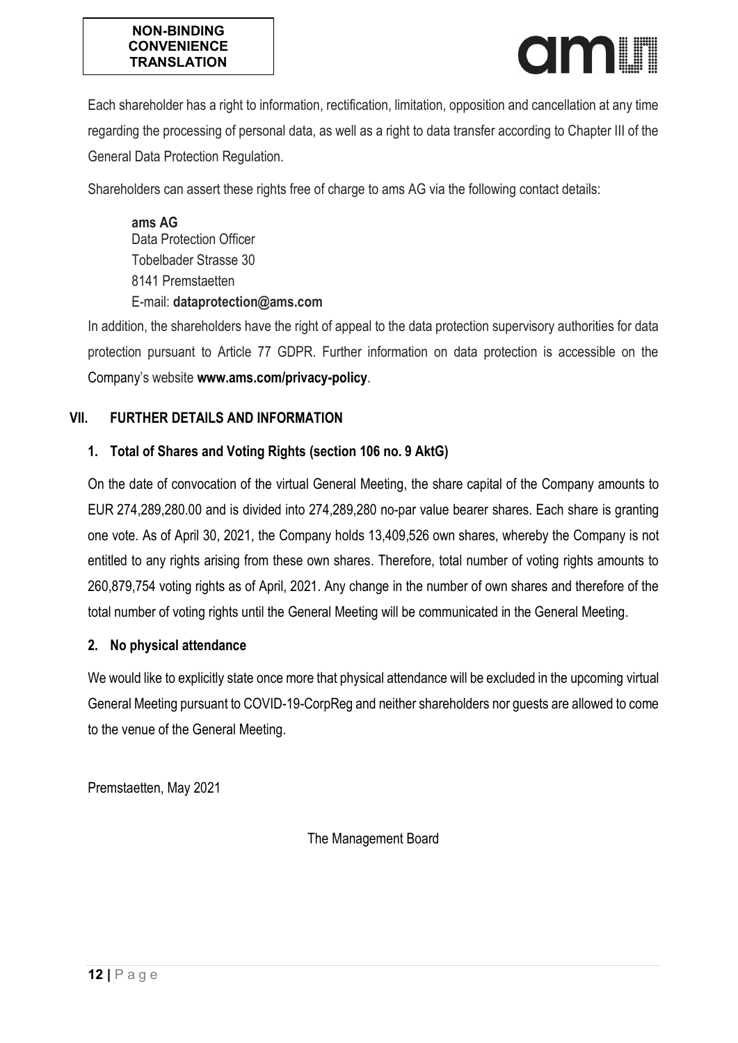**NON-BINDING CONVENIENCE TRANSLATION**

Each shareholder has a right to information, rectification, limitation, opposition and cancellation at any time regarding the processing of personal data, as well as a right to data transfer according to Chapter III of the General Data Protection Regulation.

Shareholders can assert these rights free of charge to ams AG via the following contact details:

**ams AG**
Data Protection Officer
Tobelbader Strasse 30
8141 Premstaetten
E-mail: **dataprotection@ams.com**

In addition, the shareholders have the right of appeal to the data protection supervisory authorities for data protection pursuant to Article 77 GDPR. Further information on data protection is accessible on the Company's website **www.ams.com/privacy-policy**.

## VII. FURTHER DETAILS AND INFORMATION

### 1. Total of Shares and Voting Rights (section 106 no. 9 AktG)

On the date of convocation of the virtual General Meeting, the share capital of the Company amounts to EUR 274,289,280.00 and is divided into 274,289,280 no-par value bearer shares. Each share is granting one vote. As of April 30, 2021, the Company holds 13,409,526 own shares, whereby the Company is not entitled to any rights arising from these own shares. Therefore, total number of voting rights amounts to 260,879,754 voting rights as of April, 2021. Any change in the number of own shares and therefore of the total number of voting rights until the General Meeting will be communicated in the General Meeting.

### 2. No physical attendance

We would like to explicitly state once more that physical attendance will be excluded in the upcoming virtual General Meeting pursuant to COVID-19-CorpReg and neither shareholders nor guests are allowed to come to the venue of the General Meeting.

Premstaetten, May 2021

The Management Board